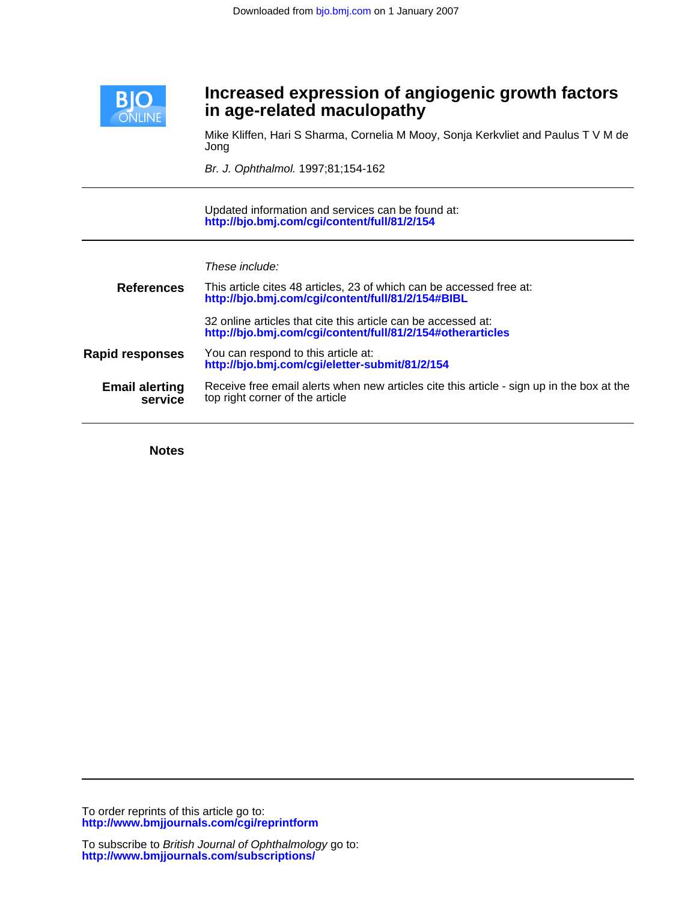Downloaded from bjo.bmj.com on 1 January 2007

# Increased expression of angiogenic growth factors in age-related maculopathy

Mike Kliffen, Hari S Sharma, Cornelia M Mooy, Sonja Kerkvliet and Paulus T V M de Jong

*Br. J. Ophthalmol.* 1997;81;154-162

Updated information and services can be found at:
**http://bjo.bmj.com/cgi/content/full/81/2/154**

*These include:*

**References**

This article cites 48 articles, 23 of which can be accessed free at:
**http://bjo.bmj.com/cgi/content/full/81/2/154#BIBL**

32 online articles that cite this article can be accessed at:
**http://bjo.bmj.com/cgi/content/full/81/2/154#otherarticles**

**Rapid responses**

You can respond to this article at:
**http://bjo.bmj.com/cgi/eletter-submit/81/2/154**

**Email alerting service**

Receive free email alerts when new articles cite this article - sign up in the box at the top right corner of the article

**Notes**

---

To order reprints of this article go to:
**http://www.bmjjournals.com/cgi/reprintform**

To subscribe to *British Journal of Ophthalmology* go to:
**http://www.bmjjournals.com/subscriptions/**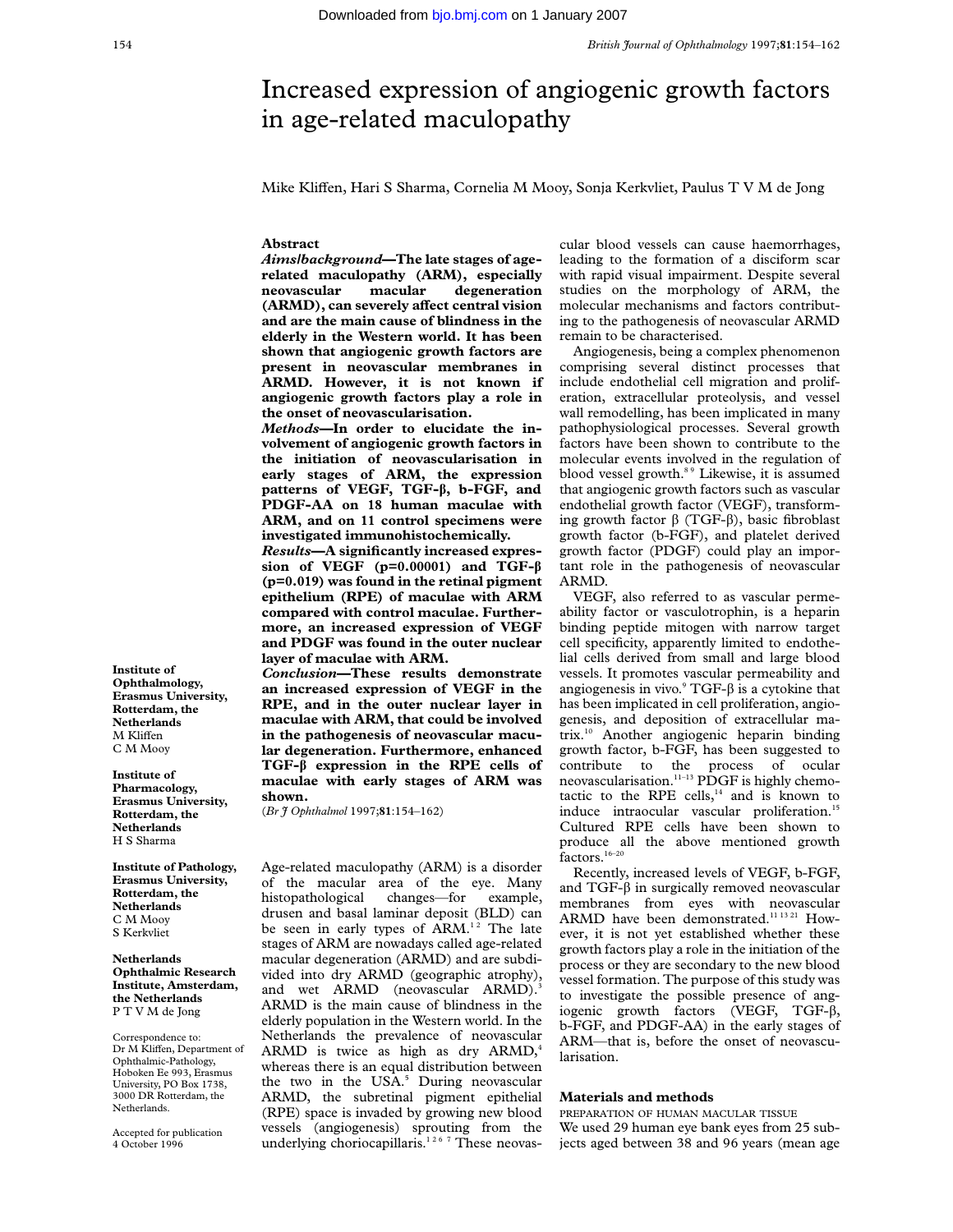# Increased expression of angiogenic growth factors in age-related maculopathy

Mike Kliffen, Hari S Sharma, Cornelia M Mooy, Sonja Kerkvliet, Paulus T V M de Jong

## Abstract

***Aims/background*—The late stages of age-related maculopathy (ARM), especially neovascular macular degeneration (ARMD), can severely affect central vision and are the main cause of blindness in the elderly in the Western world. It has been shown that angiogenic growth factors are present in neovascular membranes in ARMD. However, it is not known if angiogenic growth factors play a role in the onset of neovascularisation.**

***Methods*—In order to elucidate the involvement of angiogenic growth factors in the initiation of neovascularisation in early stages of ARM, the expression patterns of VEGF, TGF-β, b-FGF, and PDGF-AA on 18 human maculae with ARM, and on 11 control specimens were investigated immunohistochemically.**

***Results*—A significantly increased expression of VEGF (p=0.00001) and TGF-β (p=0.019) was found in the retinal pigment epithelium (RPE) of maculae with ARM compared with control maculae. Furthermore, an increased expression of VEGF and PDGF was found in the outer nuclear layer of maculae with ARM.**

***Conclusion*—These results demonstrate an increased expression of VEGF in the RPE, and in the outer nuclear layer in maculae with ARM, that could be involved in the pathogenesis of neovascular macular degeneration. Furthermore, enhanced TGF-β expression in the RPE cells of maculae with early stages of ARM was shown.**

(*Br J Ophthalmol* 1997;**81**:154–162)

Institute of Ophthalmology, Erasmus University, Rotterdam, the Netherlands
M Kliffen
C M Mooy

Institute of Pharmacology, Erasmus University, Rotterdam, the Netherlands
H S Sharma

Institute of Pathology, Erasmus University, Rotterdam, the Netherlands
C M Mooy
S Kerkvliet

Netherlands Ophthalmic Research Institute, Amsterdam, the Netherlands
P T V M de Jong

Correspondence to: Dr M Kliffen, Department of Ophthalmic-Pathology, Hoboken Ee 993, Erasmus University, PO Box 1738, 3000 DR Rotterdam, the Netherlands.

Accepted for publication 4 October 1996

Age-related maculopathy (ARM) is a disorder of the macular area of the eye. Many histopathological changes—for example, drusen and basal laminar deposit (BLD) can be seen in early types of ARM.[1 2] The late stages of ARM are nowadays called age-related macular degeneration (ARMD) and are subdivided into dry ARMD (geographic atrophy), and wet ARMD (neovascular ARMD).[3] ARMD is the main cause of blindness in the elderly population in the Western world. In the Netherlands the prevalence of neovascular ARMD is twice as high as dry ARMD,[4] whereas there is an equal distribution between the two in the USA.[5] During neovascular ARMD, the subretinal pigment epithelial (RPE) space is invaded by growing new blood vessels (angiogenesis) sprouting from the underlying choriocapillaris.[1 2 6 7] These neovascular blood vessels can cause haemorrhages, leading to the formation of a disciform scar with rapid visual impairment. Despite several studies on the morphology of ARM, the molecular mechanisms and factors contributing to the pathogenesis of neovascular ARMD remain to be characterised.

Angiogenesis, being a complex phenomenon comprising several distinct processes that include endothelial cell migration and proliferation, extracellular proteolysis, and vessel wall remodelling, has been implicated in many pathophysiological processes. Several growth factors have been shown to contribute to the molecular events involved in the regulation of blood vessel growth.[8 9] Likewise, it is assumed that angiogenic growth factors such as vascular endothelial growth factor (VEGF), transforming growth factor β (TGF-β), basic fibroblast growth factor (b-FGF), and platelet derived growth factor (PDGF) could play an important role in the pathogenesis of neovascular ARMD.

VEGF, also referred to as vascular permeability factor or vasculotrophin, is a heparin binding peptide mitogen with narrow target cell specificity, apparently limited to endothelial cells derived from small and large blood vessels. It promotes vascular permeability and angiogenesis in vivo.[9] TGF-β is a cytokine that has been implicated in cell proliferation, angiogenesis, and deposition of extracellular matrix.[10] Another angiogenic heparin binding growth factor, b-FGF, has been suggested to contribute to the process of ocular neovascularisation.[11–13] PDGF is highly chemotactic to the RPE cells,[14] and is known to induce intraocular vascular proliferation.[15] Cultured RPE cells have been shown to produce all the above mentioned growth factors.[16–20]

Recently, increased levels of VEGF, b-FGF, and TGF-β in surgically removed neovascular membranes from eyes with neovascular ARMD have been demonstrated.[11 13 21] However, it is not yet established whether these growth factors play a role in the initiation of the process or they are secondary to the new blood vessel formation. The purpose of this study was to investigate the possible presence of angiogenic growth factors (VEGF, TGF-β, b-FGF, and PDGF-AA) in the early stages of ARM—that is, before the onset of neovascularisation.

## Materials and methods

### PREPARATION OF HUMAN MACULAR TISSUE

We used 29 human eye bank eyes from 25 subjects aged between 38 and 96 years (mean age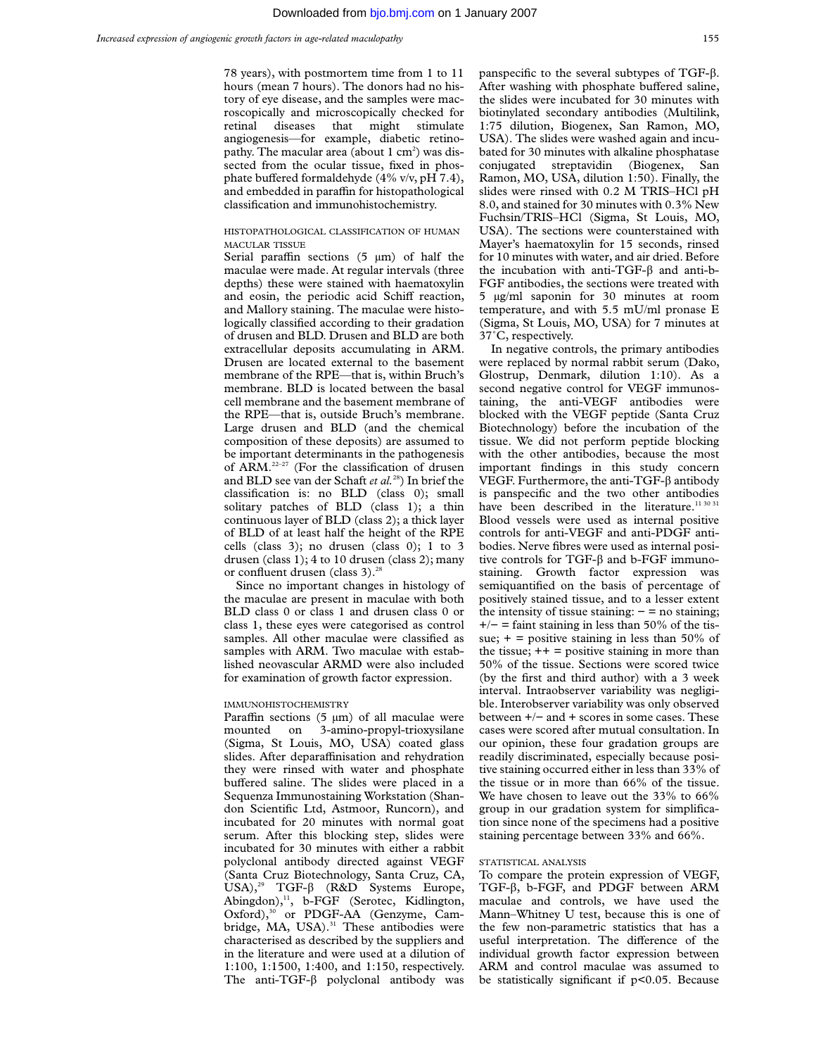78 years), with postmortem time from 1 to 11 hours (mean 7 hours). The donors had no history of eye disease, and the samples were macroscopically and microscopically checked for retinal diseases that might stimulate angiogenesis—for example, diabetic retinopathy. The macular area (about 1 $cm^2$) was dissected from the ocular tissue, fixed in phosphate buffered formaldehyde (4% v/v, pH 7.4), and embedded in paraffin for histopathological classification and immunohistochemistry.

### HISTOPATHOLOGICAL CLASSIFICATION OF HUMAN MACULAR TISSUE

Serial paraffin sections (5 μm) of half the maculae were made. At regular intervals (three depths) these were stained with haematoxylin and eosin, the periodic acid Schiff reaction, and Mallory staining. The maculae were histologically classified according to their gradation of drusen and BLD. Drusen and BLD are both extracellular deposits accumulating in ARM. Drusen are located external to the basement membrane of the RPE—that is, within Bruch's membrane. BLD is located between the basal cell membrane and the basement membrane of the RPE—that is, outside Bruch's membrane. Large drusen and BLD (and the chemical composition of these deposits) are assumed to be important determinants in the pathogenesis of ARM.[22–27] (For the classification of drusen and BLD see van der Schaft *et al.*[28]) In brief the classification is: no BLD (class 0); small solitary patches of BLD (class 1); a thin continuous layer of BLD (class 2); a thick layer of BLD of at least half the height of the RPE cells (class 3); no drusen (class 0); 1 to 3 drusen (class 1); 4 to 10 drusen (class 2); many or confluent drusen (class 3).[28]

Since no important changes in histology of the maculae are present in maculae with both BLD class 0 or class 1 and drusen class 0 or class 1, these eyes were categorised as control samples. All other maculae were classified as samples with ARM. Two maculae with established neovascular ARMD were also included for examination of growth factor expression.

### IMMUNOHISTOCHEMISTRY

Paraffin sections (5 μm) of all maculae were mounted on 3-amino-propyl-trioxysilane (Sigma, St Louis, MO, USA) coated glass slides. After deparaffinisation and rehydration they were rinsed with water and phosphate buffered saline. The slides were placed in a Sequenza Immunostaining Workstation (Shandon Scientific Ltd, Astmoor, Runcorn), and incubated for 20 minutes with normal goat serum. After this blocking step, slides were incubated for 30 minutes with either a rabbit polyclonal antibody directed against VEGF (Santa Cruz Biotechnology, Santa Cruz, CA, USA),[29] TGF-β (R&D Systems Europe, Abingdon),[11], b-FGF (Serotec, Kidlington, Oxford),[30] or PDGF-AA (Genzyme, Cambridge, MA, USA).[31] These antibodies were characterised as described by the suppliers and in the literature and were used at a dilution of 1:100, 1:1500, 1:400, and 1:150, respectively. The anti-TGF-β polyclonal antibody was panspecific to the several subtypes of TGF-β. After washing with phosphate buffered saline, the slides were incubated for 30 minutes with biotinylated secondary antibodies (Multilink, 1:75 dilution, Biogenex, San Ramon, MO, USA). The slides were washed again and incubated for 30 minutes with alkaline phosphatase conjugated streptavidin (Biogenex, San Ramon, MO, USA, dilution 1:50). Finally, the slides were rinsed with 0.2 M TRIS–HCl pH 8.0, and stained for 30 minutes with 0.3% New Fuchsin/TRIS–HCl (Sigma, St Louis, MO, USA). The sections were counterstained with Mayer's haematoxylin for 15 seconds, rinsed for 10 minutes with water, and air dried. Before the incubation with anti-TGF-β and anti-b-FGF antibodies, the sections were treated with 5 μg/ml saponin for 30 minutes at room temperature, and with 5.5 mU/ml pronase E (Sigma, St Louis, MO, USA) for 7 minutes at 37°C, respectively.

In negative controls, the primary antibodies were replaced by normal rabbit serum (Dako, Glostrup, Denmark, dilution 1:10). As a second negative control for VEGF immunostaining, the anti-VEGF antibodies were blocked with the VEGF peptide (Santa Cruz Biotechnology) before the incubation of the tissue. We did not perform peptide blocking with the other antibodies, because the most important findings in this study concern VEGF. Furthermore, the anti-TGF-β antibody is panspecific and the two other antibodies have been described in the literature.[11 30 31] Blood vessels were used as internal positive controls for anti-VEGF and anti-PDGF antibodies. Nerve fibres were used as internal positive controls for TGF-β and b-FGF immunostaining. Growth factor expression was semiquantified on the basis of percentage of positively stained tissue, and to a lesser extent the intensity of tissue staining: − = no staining; +/− = faint staining in less than 50% of the tissue; + = positive staining in less than 50% of the tissue; ++ = positive staining in more than 50% of the tissue. Sections were scored twice (by the first and third author) with a 3 week interval. Intraobserver variability was negligible. Interobserver variability was only observed between +/− and + scores in some cases. These cases were scored after mutual consultation. In our opinion, these four gradation groups are readily discriminated, especially because positive staining occurred either in less than 33% of the tissue or in more than 66% of the tissue. We have chosen to leave out the 33% to 66% group in our gradation system for simplification since none of the specimens had a positive staining percentage between 33% and 66%.

### STATISTICAL ANALYSIS

To compare the protein expression of VEGF, TGF-β, b-FGF, and PDGF between ARM maculae and controls, we have used the Mann–Whitney U test, because this is one of the few non-parametric statistics that has a useful interpretation. The difference of the individual growth factor expression between ARM and control maculae was assumed to be statistically significant if $p<0.05$. Because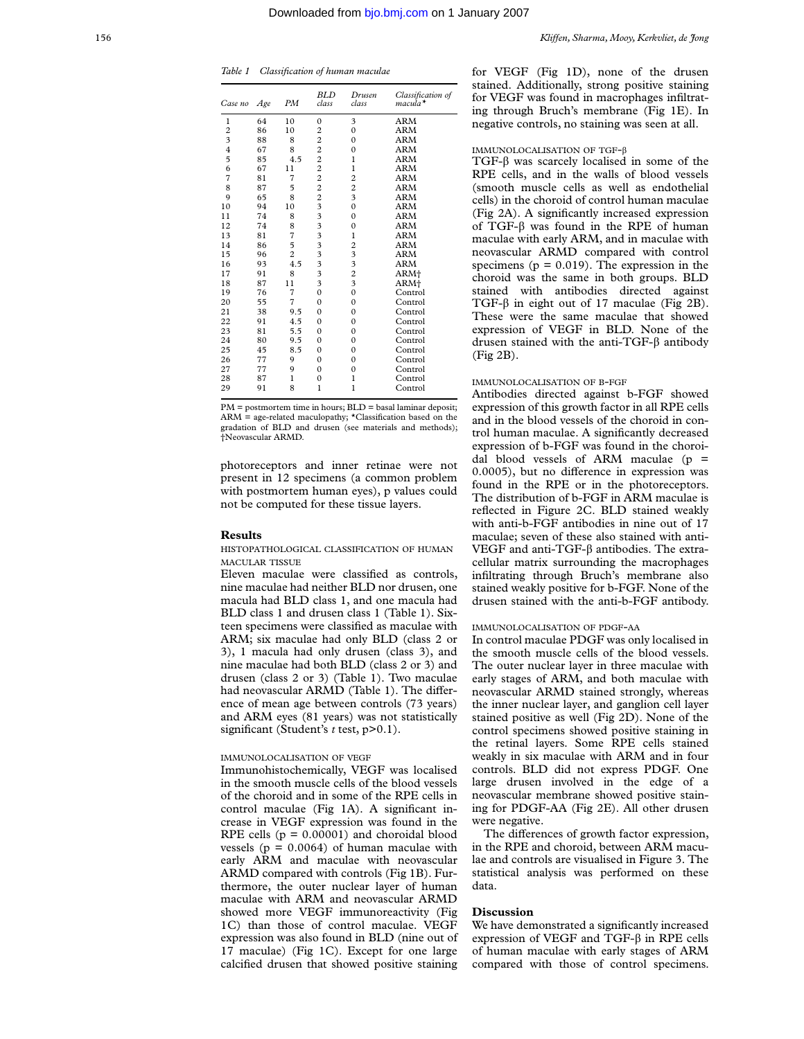*Table 1 Classification of human maculae*

| Case no | Age | PM | BLD class | Drusen class | Classification of macula* |
|---|---|---|---|---|---|
| 1 | 64 | 10 | 0 | 3 | ARM |
| 2 | 86 | 10 | 2 | 0 | ARM |
| 3 | 88 | 8 | 2 | 0 | ARM |
| 4 | 67 | 8 | 2 | 0 | ARM |
| 5 | 85 | 4.5 | 2 | 1 | ARM |
| 6 | 67 | 11 | 2 | 1 | ARM |
| 7 | 81 | 7 | 2 | 2 | ARM |
| 8 | 87 | 5 | 2 | 2 | ARM |
| 9 | 65 | 8 | 2 | 3 | ARM |
| 10 | 94 | 10 | 3 | 0 | ARM |
| 11 | 74 | 8 | 3 | 0 | ARM |
| 12 | 74 | 8 | 3 | 0 | ARM |
| 13 | 81 | 7 | 3 | 1 | ARM |
| 14 | 86 | 5 | 3 | 2 | ARM |
| 15 | 96 | 2 | 3 | 3 | ARM |
| 16 | 93 | 4.5 | 3 | 3 | ARM |
| 17 | 91 | 8 | 3 | 2 | ARM† |
| 18 | 87 | 11 | 3 | 3 | ARM† |
| 19 | 76 | 7 | 0 | 0 | Control |
| 20 | 55 | 7 | 0 | 0 | Control |
| 21 | 38 | 9.5 | 0 | 0 | Control |
| 22 | 91 | 4.5 | 0 | 0 | Control |
| 23 | 81 | 5.5 | 0 | 0 | Control |
| 24 | 80 | 9.5 | 0 | 0 | Control |
| 25 | 45 | 8.5 | 0 | 0 | Control |
| 26 | 77 | 9 | 0 | 0 | Control |
| 27 | 77 | 9 | 0 | 0 | Control |
| 28 | 87 | 1 | 0 | 1 | Control |
| 29 | 91 | 8 | 1 | 1 | Control |

PM = postmortem time in hours; BLD = basal laminar deposit; ARM = age-related maculopathy; *Classification based on the gradation of BLD and drusen (see materials and methods); †Neovascular ARMD.

photoreceptors and inner retinae were not present in 12 specimens (a common problem with postmortem human eyes), p values could not be computed for these tissue layers.

## Results

### HISTOPATHOLOGICAL CLASSIFICATION OF HUMAN MACULAR TISSUE

Eleven maculae were classified as controls, nine maculae had neither BLD nor drusen, one macula had BLD class 1, and one macula had BLD class 1 and drusen class 1 (Table 1). Sixteen specimens were classified as maculae with ARM; six maculae had only BLD (class 2 or 3), 1 macula had only drusen (class 3), and nine maculae had both BLD (class 2 or 3) and drusen (class 2 or 3) (Table 1). Two maculae had neovascular ARMD (Table 1). The difference of mean age between controls (73 years) and ARM eyes (81 years) was not statistically significant (Student's *t* test, $p>0.1$).

### IMMUNOLOCALISATION OF VEGF

Immunohistochemically, VEGF was localised in the smooth muscle cells of the blood vessels of the choroid and in some of the RPE cells in control maculae (Fig 1A). A significant increase in VEGF expression was found in the RPE cells ($p = 0.00001$) and choroidal blood vessels ($p = 0.0064$) of human maculae with early ARM and maculae with neovascular ARMD compared with controls (Fig 1B). Furthermore, the outer nuclear layer of human maculae with ARM and neovascular ARMD showed more VEGF immunoreactivity (Fig 1C) than those of control maculae. VEGF expression was also found in BLD (nine out of 17 maculae) (Fig 1C). Except for one large calcified drusen that showed positive staining for VEGF (Fig 1D), none of the drusen stained. Additionally, strong positive staining for VEGF was found in macrophages infiltrating through Bruch's membrane (Fig 1E). In negative controls, no staining was seen at all.

### IMMUNOLOCALISATION OF TGF-β

TGF-β was scarcely localised in some of the RPE cells, and in the walls of blood vessels (smooth muscle cells as well as endothelial cells) in the choroid of control human maculae (Fig 2A). A significantly increased expression of TGF-β was found in the RPE of human maculae with early ARM, and in maculae with neovascular ARMD compared with control specimens ($p = 0.019$). The expression in the choroid was the same in both groups. BLD stained with antibodies directed against TGF-β in eight out of 17 maculae (Fig 2B). These were the same maculae that showed expression of VEGF in BLD. None of the drusen stained with the anti-TGF-β antibody (Fig 2B).

### IMMUNOLOCALISATION OF B-FGF

Antibodies directed against b-FGF showed expression of this growth factor in all RPE cells and in the blood vessels of the choroid in control human maculae. A significantly decreased expression of b-FGF was found in the choroidal blood vessels of ARM maculae ($p = 0.0005$), but no difference in expression was found in the RPE or in the photoreceptors. The distribution of b-FGF in ARM maculae is reflected in Figure 2C. BLD stained weakly with anti-b-FGF antibodies in nine out of 17 maculae; seven of these also stained with anti-VEGF and anti-TGF-β antibodies. The extracellular matrix surrounding the macrophages infiltrating through Bruch's membrane also stained weakly positive for b-FGF. None of the drusen stained with the anti-b-FGF antibody.

### IMMUNOLOCALISATION OF PDGF-AA

In control maculae PDGF was only localised in the smooth muscle cells of the blood vessels. The outer nuclear layer in three maculae with early stages of ARM, and both maculae with neovascular ARMD stained strongly, whereas the inner nuclear layer, and ganglion cell layer stained positive as well (Fig 2D). None of the control specimens showed positive staining in the retinal layers. Some RPE cells stained weakly in six maculae with ARM and in four controls. BLD did not express PDGF. One large drusen involved in the edge of a neovascular membrane showed positive staining for PDGF-AA (Fig 2E). All other drusen were negative.

The differences of growth factor expression, in the RPE and choroid, between ARM maculae and controls are visualised in Figure 3. The statistical analysis was performed on these data.

## Discussion

We have demonstrated a significantly increased expression of VEGF and TGF-β in RPE cells of human maculae with early stages of ARM compared with those of control specimens.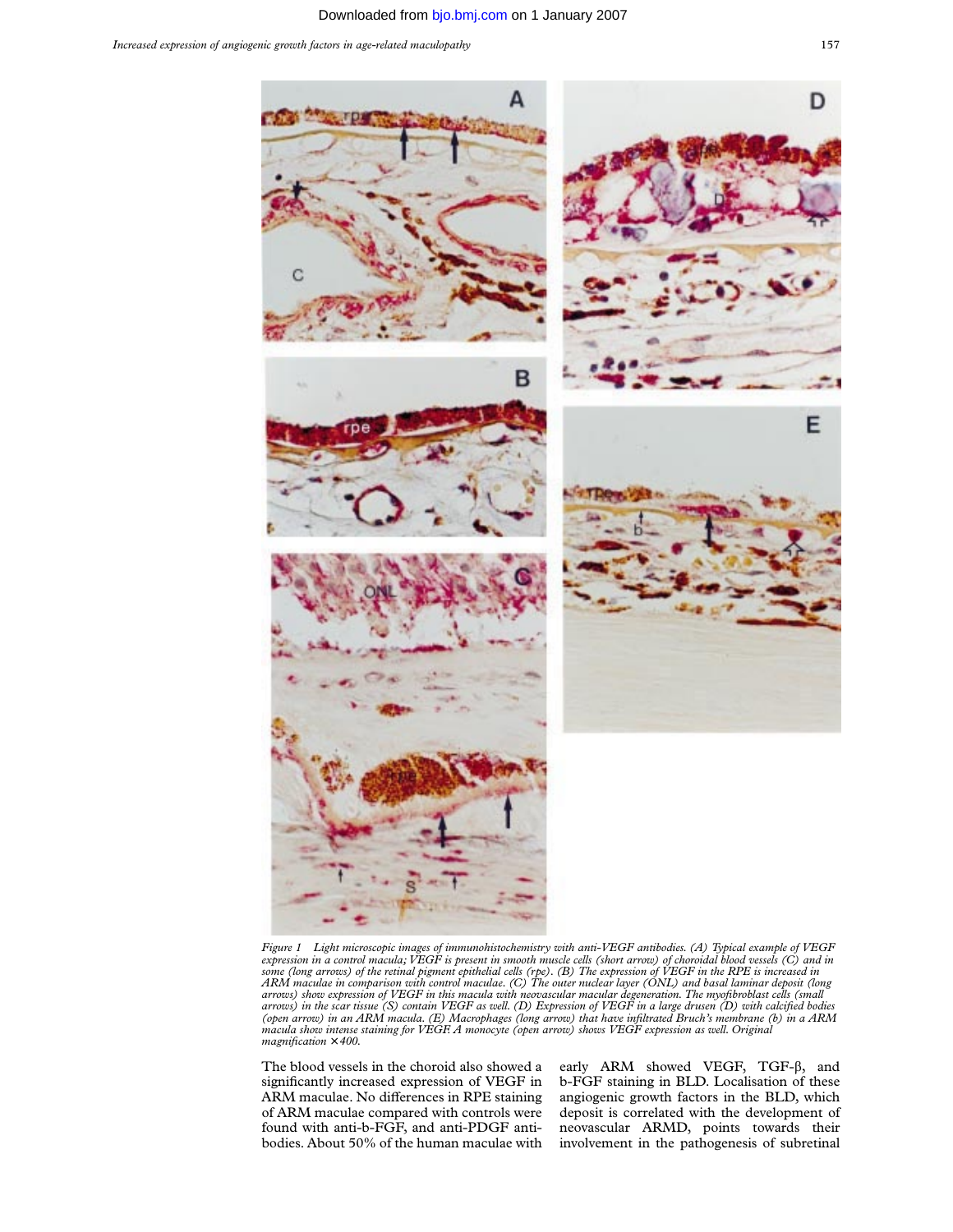Figure 1 Light microscopic images of immunohistochemistry with anti-VEGF antibodies. (A) Typical example of VEGF expression in a control macula; VEGF is present in smooth muscle cells (short arrow) of choroidal blood vessels (C) and in some (long arrows) of the retinal pigment epithelial cells (rpe). (B) The expression of VEGF in the RPE is increased in ARM maculae in comparison with control maculae. (C) The outer nuclear layer (ONL) and basal laminar deposit (long arrows) show expression of VEGF in this macula with neovascular macular degeneration. The myofibroblast cells (small arrows) in the scar tissue (S) contain VEGF as well. (D) Expression of VEGF in a large drusen (D) with calcified bodies (open arrow) in an ARM macula. (E) Macrophages (long arrow) that have infiltrated Bruch's membrane (b) in a ARM macula show intense staining for VEGF. A monocyte (open arrow) shows VEGF expression as well. Original magnification ×400.

The blood vessels in the choroid also showed a significantly increased expression of VEGF in ARM maculae. No differences in RPE staining of ARM maculae compared with controls were found with anti-b-FGF, and anti-PDGF antibodies. About 50% of the human maculae with early ARM showed VEGF, TGF-β, and b-FGF staining in BLD. Localisation of these angiogenic growth factors in the BLD, which deposit is correlated with the development of neovascular ARMD, points towards their involvement in the pathogenesis of subretinal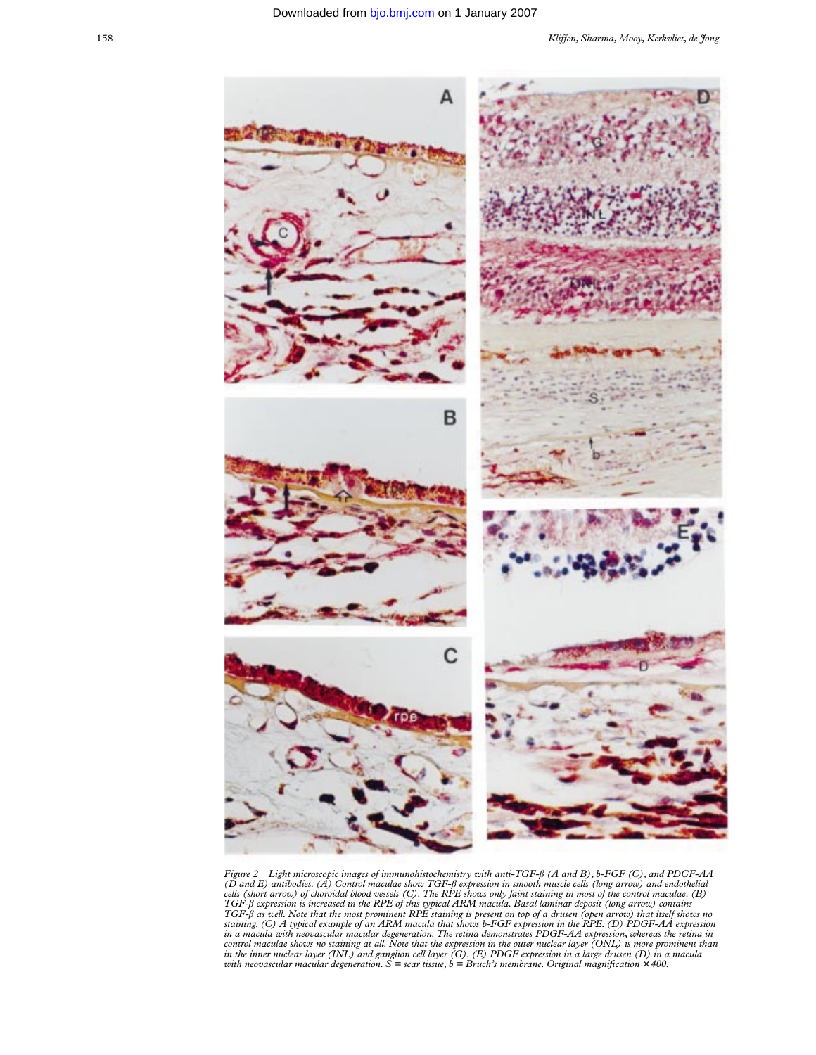*Figure 2 Light microscopic images of immunohistochemistry with anti-TGF-β (A and B), b-FGF (C), and PDGF-AA (D and E) antibodies. (A) Control maculae show TGF-β expression in smooth muscle cells (long arrow) and endothelial cells (short arrow) of choroidal blood vessels (C). The RPE shows only faint staining in most of the control maculae. (B) TGF-β expression is increased in the RPE of this typical ARM macula. Basal laminar deposit (long arrow) contains TGF-β as well. Note that the most prominent RPE staining is present on top of a drusen (open arrow) that itself shows no staining. (C) A typical example of an ARM macula that shows b-FGF expression in the RPE. (D) PDGF-AA expression in a macula with neovascular macular degeneration. The retina demonstrates PDGF-AA expression, whereas the retina in control maculae shows no staining at all. Note that the expression in the outer nuclear layer (ONL) is more prominent than in the inner nuclear layer (INL) and ganglion cell layer (G). (E) PDGF expression in a large drusen (D) in a macula with neovascular macular degeneration. S = scar tissue, b = Bruch's membrane. Original magnification ×400.*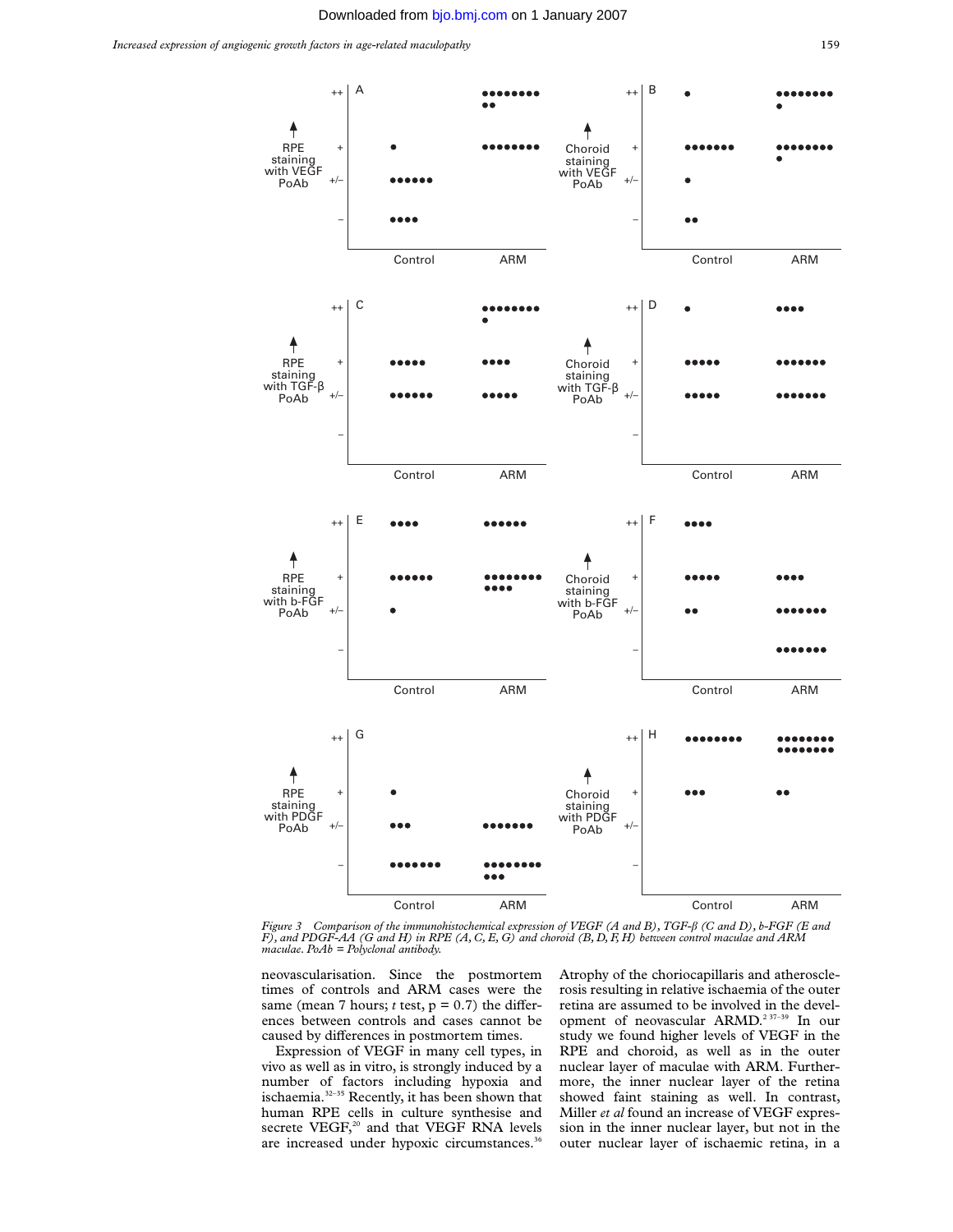Figure 3 Comparison of the immunohistochemical expression of VEGF (A and B), TGF-β (C and D), b-FGF (E and F), and PDGF-AA (G and H) in RPE (A, C, E, G) and choroid (B, D, F, H) between control maculae and ARM maculae. PoAb = Polyclonal antibody.

neovascularisation. Since the postmortem times of controls and ARM cases were the same (mean 7 hours; *t* test, $p = 0.7$) the differences between controls and cases cannot be caused by differences in postmortem times.

Expression of VEGF in many cell types, in vivo as well as in vitro, is strongly induced by a number of factors including hypoxia and ischaemia.[32–35] Recently, it has been shown that human RPE cells in culture synthesise and secrete VEGF,[20] and that VEGF RNA levels are increased under hypoxic circumstances.[36] Atrophy of the choriocapillaris and atherosclerosis resulting in relative ischaemia of the outer retina are assumed to be involved in the development of neovascular ARMD.[2 37–39] In our study we found higher levels of VEGF in the RPE and choroid, as well as in the outer nuclear layer of maculae with ARM. Furthermore, the inner nuclear layer of the retina showed faint staining as well. In contrast, Miller *et al* found an increase of VEGF expression in the inner nuclear layer, but not in the outer nuclear layer of ischaemic retina, in a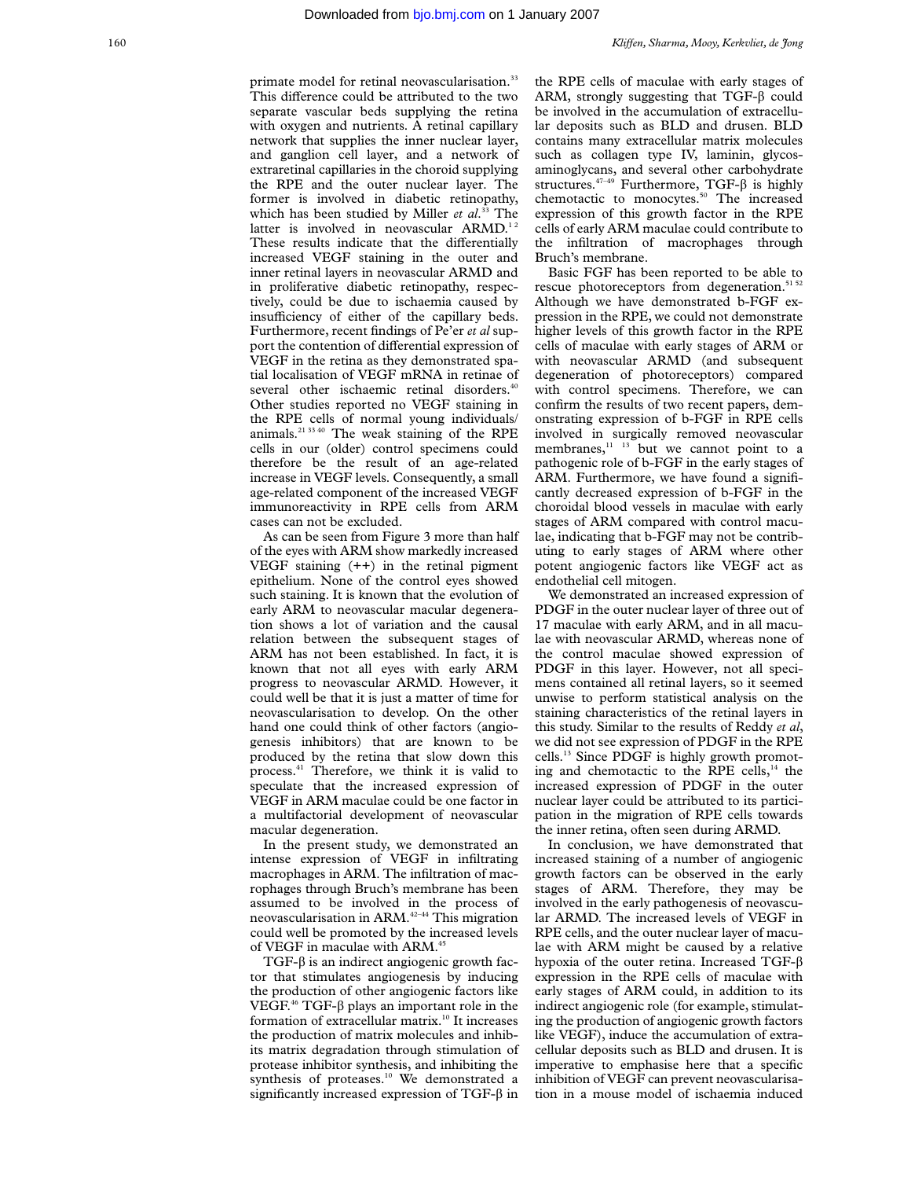primate model for retinal neovascularisation.[33] This difference could be attributed to the two separate vascular beds supplying the retina with oxygen and nutrients. A retinal capillary network that supplies the inner nuclear layer, and ganglion cell layer, and a network of extraretinal capillaries in the choroid supplying the RPE and the outer nuclear layer. The former is involved in diabetic retinopathy, which has been studied by Miller *et al*.[33] The latter is involved in neovascular ARMD.[1 2] These results indicate that the differentially increased VEGF staining in the outer and inner retinal layers in neovascular ARMD and in proliferative diabetic retinopathy, respectively, could be due to ischaemia caused by insufficiency of either of the capillary beds. Furthermore, recent findings of Pe'er *et al* support the contention of differential expression of VEGF in the retina as they demonstrated spatial localisation of VEGF mRNA in retinae of several other ischaemic retinal disorders.[40] Other studies reported no VEGF staining in the RPE cells of normal young individuals/animals.[21 33 40] The weak staining of the RPE cells in our (older) control specimens could therefore be the result of an age-related increase in VEGF levels. Consequently, a small age-related component of the increased VEGF immunoreactivity in RPE cells from ARM cases can not be excluded.

As can be seen from Figure 3 more than half of the eyes with ARM show markedly increased VEGF staining (++) in the retinal pigment epithelium. None of the control eyes showed such staining. It is known that the evolution of early ARM to neovascular macular degeneration shows a lot of variation and the causal relation between the subsequent stages of ARM has not been established. In fact, it is known that not all eyes with early ARM progress to neovascular ARMD. However, it could well be that it is just a matter of time for neovascularisation to develop. On the other hand one could think of other factors (angiogenesis inhibitors) that are known to be produced by the retina that slow down this process.[41] Therefore, we think it is valid to speculate that the increased expression of VEGF in ARM maculae could be one factor in a multifactorial development of neovascular macular degeneration.

In the present study, we demonstrated an intense expression of VEGF in infiltrating macrophages in ARM. The infiltration of macrophages through Bruch's membrane has been assumed to be involved in the process of neovascularisation in ARM.[42–44] This migration could well be promoted by the increased levels of VEGF in maculae with ARM.[45]

TGF-β is an indirect angiogenic growth factor that stimulates angiogenesis by inducing the production of other angiogenic factors like VEGF.[46] TGF-β plays an important role in the formation of extracellular matrix.[10] It increases the production of matrix molecules and inhibits matrix degradation through stimulation of protease inhibitor synthesis, and inhibiting the synthesis of proteases.[10] We demonstrated a significantly increased expression of TGF-β in the RPE cells of maculae with early stages of ARM, strongly suggesting that TGF-β could be involved in the accumulation of extracellular deposits such as BLD and drusen. BLD contains many extracellular matrix molecules such as collagen type IV, laminin, glycosaminoglycans, and several other carbohydrate structures.[47–49] Furthermore, TGF-β is highly chemotactic to monocytes.[50] The increased expression of this growth factor in the RPE cells of early ARM maculae could contribute to the infiltration of macrophages through Bruch's membrane.

Basic FGF has been reported to be able to rescue photoreceptors from degeneration.[51 52] Although we have demonstrated b-FGF expression in the RPE, we could not demonstrate higher levels of this growth factor in the RPE cells of maculae with early stages of ARM or with neovascular ARMD (and subsequent degeneration of photoreceptors) compared with control specimens. Therefore, we can confirm the results of two recent papers, demonstrating expression of b-FGF in RPE cells involved in surgically removed neovascular membranes,[11 13] but we cannot point to a pathogenic role of b-FGF in the early stages of ARM. Furthermore, we have found a significantly decreased expression of b-FGF in the choroidal blood vessels in maculae with early stages of ARM compared with control maculae, indicating that b-FGF may not be contributing to early stages of ARM where other potent angiogenic factors like VEGF act as endothelial cell mitogen.

We demonstrated an increased expression of PDGF in the outer nuclear layer of three out of 17 maculae with early ARM, and in all maculae with neovascular ARMD, whereas none of the control maculae showed expression of PDGF in this layer. However, not all specimens contained all retinal layers, so it seemed unwise to perform statistical analysis on the staining characteristics of the retinal layers in this study. Similar to the results of Reddy *et al*, we did not see expression of PDGF in the RPE cells.[13] Since PDGF is highly growth promoting and chemotactic to the RPE cells,[14] the increased expression of PDGF in the outer nuclear layer could be attributed to its participation in the migration of RPE cells towards the inner retina, often seen during ARMD.

In conclusion, we have demonstrated that increased staining of a number of angiogenic growth factors can be observed in the early stages of ARM. Therefore, they may be involved in the early pathogenesis of neovascular ARMD. The increased levels of VEGF in RPE cells, and the outer nuclear layer of maculae with ARM might be caused by a relative hypoxia of the outer retina. Increased TGF-β expression in the RPE cells of maculae with early stages of ARM could, in addition to its indirect angiogenic role (for example, stimulating the production of angiogenic growth factors like VEGF), induce the accumulation of extracellular deposits such as BLD and drusen. It is imperative to emphasise here that a specific inhibition of VEGF can prevent neovascularisation in a mouse model of ischaemia induced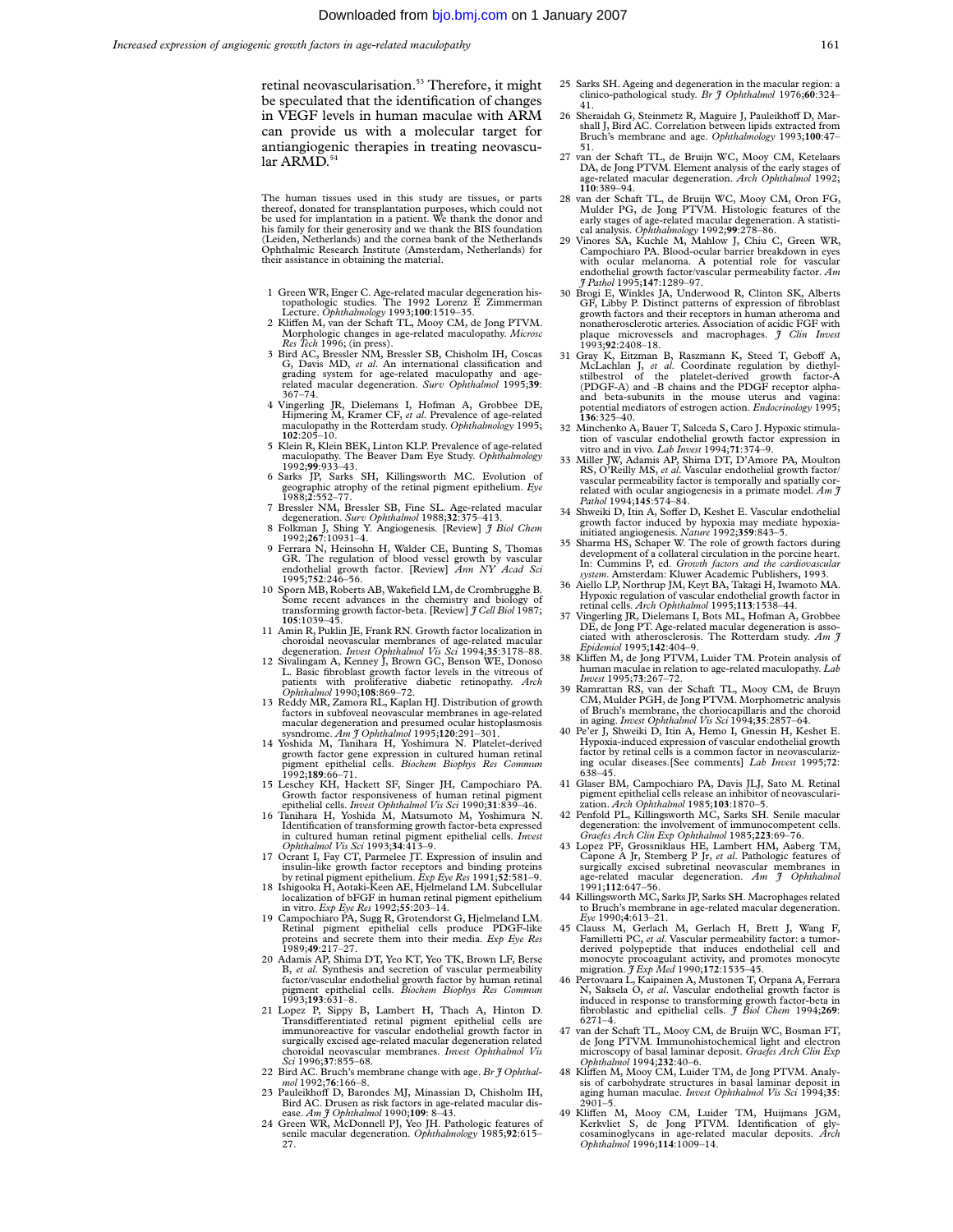retinal neovascularisation.[53] Therefore, it might be speculated that the identification of changes in VEGF levels in human maculae with ARM can provide us with a molecular target for antiangiogenic therapies in treating neovascular ARMD.[54]

The human tissues used in this study are tissues, or parts thereof, donated for transplantation purposes, which could not be used for implantation in a patient. We thank the donor and his family for their generosity and we thank the BIS foundation (Leiden, Netherlands) and the cornea bank of the Netherlands Ophthalmic Research Institute (Amsterdam, Netherlands) for their assistance in obtaining the material.

1. Green WR, Enger C. Age-related macular degeneration histopathologic studies. The 1992 Lorenz E Zimmerman Lecture. *Ophthalmology* 1993;**100**:1519–35.
2. Kliffen M, van der Schaft TL, Mooy CM, de Jong PTVM. Morphologic changes in age-related maculopathy. *Microsc Res Tech* 1996; (in press).
3. Bird AC, Bressler NM, Bressler SB, Chisholm IH, Coscas G, Davis MD, *et al*. An international classification and grading system for age-related maculopathy and age-related macular degeneration. *Surv Ophthalmol* 1995;**39**: 367–74.
4. Vingerling JR, Dielemans I, Hofman A, Grobbee DE, Hijmering M, Kramer CF, *et al*. Prevalence of age-related maculopathy in the Rotterdam study. *Ophthalmology* 1995; **102**:205–10.
5. Klein R, Klein BEK, Linton KLP. Prevalence of age-related maculopathy. The Beaver Dam Eye Study. *Ophthalmology* 1992;**99**:933–43.
6. Sarks JP, Sarks SH, Killingsworth MC. Evolution of geographic atrophy of the retinal pigment epithelium. *Eye* 1988;**2**:552–77.
7. Bressler NM, Bressler SB, Fine SL. Age-related macular degeneration. *Surv Ophthalmol* 1988;**32**:375–413.
8. Folkman J, Shing Y. Angiogenesis. [Review] *J Biol Chem* 1992;**267**:10931–4.
9. Ferrara N, Heinsohn H, Walder CE, Bunting S, Thomas GR. The regulation of blood vessel growth by vascular endothelial growth factor. [Review] *Ann NY Acad Sci* 1995;**752**:246–56.
10. Sporn MB, Roberts AB, Wakefield LM, de Crombrugghe B. Some recent advances in the chemistry and biology of transforming growth factor-beta. [Review] *J Cell Biol* 1987; **105**:1039–45.
11. Amin R, Puklin JE, Frank RN. Growth factor localization in choroidal neovascular membranes of age-related macular degeneration. *Invest Ophthalmol Vis Sci* 1994;**35**:3178–88.
12. Sivalingam A, Kenney J, Brown GC, Benson WE, Donoso L. Basic fibroblast growth factor levels in the vitreous of patients with proliferative diabetic retinopathy. *Arch Ophthalmol* 1990;**108**:869–72.
13. Reddy MR, Zamora RL, Kaplan HJ. Distribution of growth factors in subfoveal neovascular membranes in age-related macular degeneration and presumed ocular histoplasmosis sysndrome. *Am J Ophthalmol* 1995;**120**:291–301.
14. Yoshida M, Tanihara H, Yoshimura N. Platelet-derived growth factor gene expression in cultured human retinal pigment epithelial cells. *Biochem Biophys Res Commun* 1992;**189**:66–71.
15. Leschey KH, Hackett SF, Singer JH, Campochiaro PA. Growth factor responsiveness of human retinal pigment epithelial cells. *Invest Ophthalmol Vis Sci* 1990;**31**:839–46.
16. Tanihara H, Yoshida M, Matsumoto M, Yoshimura N. Identification of transforming growth factor-beta expressed in cultured human retinal pigment epithelial cells. *Invest Ophthalmol Vis Sci* 1993;**34**:413–9.
17. Ocrant I, Fay CT, Parmelee JT. Expression of insulin and insulin-like growth factor receptors and binding proteins by retinal pigment epithelium. *Exp Eye Res* 1991;**52**:581–9.
18. Ishigooka H, Aotaki-Keen AE, Hjelmeland LM. Subcellular localization of bFGF in human retinal pigment epithelium in vitro. *Exp Eye Res* 1992;**55**:203–14.
19. Campochiaro PA, Sugg R, Grotendorst G, Hjelmeland LM. Retinal pigment epithelial cells produce PDGF-like proteins and secrete them into their media. *Exp Eye Res* 1989;**49**:217–27.
20. Adamis AP, Shima DT, Yeo KT, Yeo TK, Brown LF, Berse B, *et al*. Synthesis and secretion of vascular permeability factor/vascular endothelial growth factor by human retinal pigment epithelial cells. *Biochem Biophys Res Commun* 1993;**193**:631–8.
21. Lopez P, Sippy B, Lambert H, Thach A, Hinton D. Transdifferentiated retinal pigment epithelial cells are immunoreactive for vascular endothelial growth factor in surgically excised age-related macular degeneration related choroidal neovascular membranes. *Invest Ophthalmol Vis Sci* 1996;**37**:855–68.
22. Bird AC. Bruch's membrane change with age. *Br J Ophthalmol* 1992;**76**:166–8.
23. Pauleikhoff D, Barondes MJ, Minassian D, Chisholm IH, Bird AC. Drusen as risk factors in age-related macular disease. *Am J Ophthalmol* 1990;**109**: 8–43.
24. Green WR, McDonnell PJ, Yeo JH. Pathologic features of senile macular degeneration. *Ophthalmology* 1985;**92**:615–27.
25. Sarks SH. Ageing and degeneration in the macular region: a clinico-pathological study. *Br J Ophthalmol* 1976;**60**:324–41.
26. Sheraidah G, Steinmetz R, Maguire J, Pauleikhoff D, Marshall J, Bird AC. Correlation between lipids extracted from Bruch's membrane and age. *Ophthalmology* 1993;**100**:47–51.
27. van der Schaft TL, de Bruijn WC, Mooy CM, Ketelaars DA, de Jong PTVM. Element analysis of the early stages of age-related macular degeneration. *Arch Ophthalmol* 1992; **110**:389–94.
28. van der Schaft TL, de Bruijn WC, Mooy CM, Oron FG, Mulder PG, de Jong PTVM. Histologic features of the early stages of age-related macular degeneration. A statistical analysis. *Ophthalmology* 1992;**99**:278–86.
29. Vinores SA, Kuchle M, Mahlow J, Chiu C, Green WR, Campochiaro PA. Blood-ocular barrier breakdown in eyes with ocular melanoma. A potential role for vascular endothelial growth factor/vascular permeability factor. *Am J Pathol* 1995;**147**:1289–97.
30. Brogi E, Winkles JA, Underwood R, Clinton SK, Alberts GF, Libby P. Distinct patterns of expression of fibroblast growth factors and their receptors in human atheroma and nonatherosclerotic arteries. Association of acidic FGF with plaque microvessels and macrophages. *J Clin Invest* 1993;**92**:2408–18.
31. Gray K, Eitzman B, Raszmann K, Steed T, Geboff A, McLachlan J, *et al*. Coordinate regulation by diethylstilbestrol of the platelet-derived growth factor-A (PDGF-A) and -B chains and the PDGF receptor alpha- and beta-subunits in the mouse uterus and vagina: potential mediators of estrogen action. *Endocrinology* 1995; **136**:325–40.
32. Minchenko A, Bauer T, Salceda S, Caro J. Hypoxic stimulation of vascular endothelial growth factor expression in vitro and in vivo. *Lab Invest* 1994;**71**:374–9.
33. Miller JW, Adamis AP, Shima DT, D'Amore PA, Moulton RS, O'Reilly MS, *et al*. Vascular endothelial growth factor/vascular permeability factor is temporally and spatially correlated with ocular angiogenesis in a primate model. *Am J Pathol* 1994;**145**:574–84.
34. Shweiki D, Itin A, Soffer D, Keshet E. Vascular endothelial growth factor induced by hypoxia may mediate hypoxia-initiated angiogenesis. *Nature* 1992;**359**:843–5.
35. Sharma HS, Schaper W. The role of growth factors during development of a collateral circulation in the porcine heart. In: Cummins P, ed. *Growth factors and the cardiovascular system*. Amsterdam: Kluwer Academic Publishers, 1993.
36. Aiello LP, Northrup JM, Keyt BA, Takagi H, Iwamoto MA. Hypoxic regulation of vascular endothelial growth factor in retinal cells. *Arch Ophthalmol* 1995;**113**:1538–44.
37. Vingerling JR, Dielemans I, Bots ML, Hofman A, Grobbee DE, de Jong PT. Age-related macular degeneration is associated with atherosclerosis. The Rotterdam study. *Am J Epidemiol* 1995;**142**:404–9.
38. Kliffen M, de Jong PTVM, Luider TM. Protein analysis of human maculae in relation to age-related maculopathy. *Lab Invest* 1995;**73**:267–72.
39. Ramrattan RS, van der Schaft TL, Mooy CM, de Bruyn CM, Mulder PGH, de Jong PTVM. Morphometric analysis of Bruch's membrane, the choriocapillaris and the choroid in aging. *Invest Ophthalmol Vis Sci* 1994;**35**:2857–64.
40. Pe'er J, Shweiki D, Itin A, Hemo I, Gnessin H, Keshet E. Hypoxia-induced expression of vascular endothelial growth factor by retinal cells is a common factor in neovascularizing ocular diseases.[See comments] *Lab Invest* 1995;**72**: 638–45.
41. Glaser BM, Campochiaro PA, Davis JLJ, Sato M. Retinal pigment epithelial cells release an inhibitor of neovascularization. *Arch Ophthalmol* 1985;**103**:1870–5.
42. Penfold PL, Killingsworth MC, Sarks SH. Senile macular degeneration: the involvement of immunocompetent cells. *Graefes Arch Clin Exp Ophthalmol* 1985;**223**:69–76.
43. Lopez PF, Grossniklaus HE, Lambert HM, Aaberg TM, Capone A Jr, Stemberg P Jr, *et al*. Pathologic features of surgically excised subretinal neovascular membranes in age-related macular degeneration. *Am J Ophthalmol* 1991;**112**:647–56.
44. Killingsworth MC, Sarks JP, Sarks SH. Macrophages related to Bruch's membrane in age-related macular degeneration. *Eye* 1990;**4**:613–21.
45. Clauss M, Gerlach M, Gerlach H, Brett J, Wang F, Familletti PC, *et al*. Vascular permeability factor: a tumor-derived polypeptide that induces endothelial cell and monocyte procoagulant activity, and promotes monocyte migration. *J Exp Med* 1990;**172**:1535–45.
46. Pertovaara L, Kaipainen A, Mustonen T, Orpana A, Ferrara N, Saksela O, *et al*. Vascular endothelial growth factor is induced in response to transforming growth factor-beta in fibroblastic and epithelial cells. *J Biol Chem* 1994;**269**: 6271–4.
47. van der Schaft TL, Mooy CM, de Bruijn WC, Bosman FT, de Jong PTVM. Immunohistochemical light and electron microscopy of basal laminar deposit. *Graefes Arch Clin Exp Ophthalmol* 1994;**232**:40–6.
48. Kliffen M, Mooy CM, Luider TM, de Jong PTVM. Analysis of carbohydrate structures in basal laminar deposit in aging human maculae. *Invest Ophthalmol Vis Sci* 1994;**35**: 2901–5.
49. Kliffen M, Mooy CM, Luider TM, Huijmans JGM, Kerkvliet S, de Jong PTVM. Identification of glycosaminoglycans in age-related macular deposits. *Arch Ophthalmol* 1996;**114**:1009–14.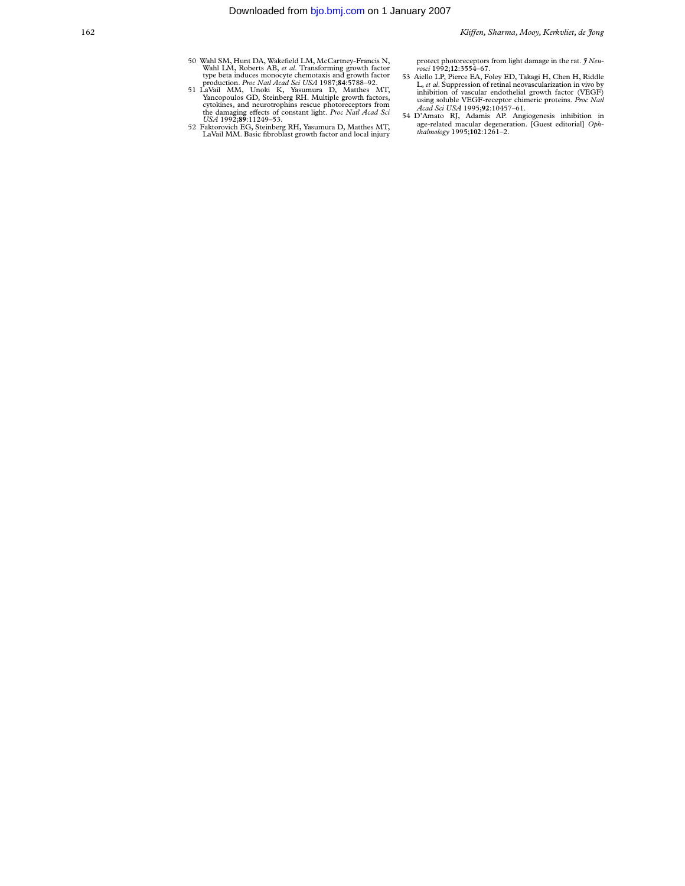50 Wahl SM, Hunt DA, Wakefield LM, McCartney-Francis N, Wahl LM, Roberts AB, *et al*. Transforming growth factor type beta induces monocyte chemotaxis and growth factor production. *Proc Natl Acad Sci USA* 1987;**84**:5788–92.

51 LaVail MM, Unoki K, Yasumura D, Matthes MT, Yancopoulos GD, Steinberg RH. Multiple growth factors, cytokines, and neurotrophins rescue photoreceptors from the damaging effects of constant light. *Proc Natl Acad Sci USA* 1992;**89**:11249–53.

52 Faktorovich EG, Steinberg RH, Yasumura D, Matthes MT, LaVail MM. Basic fibroblast growth factor and local injury protect photoreceptors from light damage in the rat. *J Neurosci* 1992;**12**:3554–67.

53 Aiello LP, Pierce EA, Foley ED, Takagi H, Chen H, Riddle L, *et al*. Suppression of retinal neovascularization in vivo by inhibition of vascular endothelial growth factor (VEGF) using soluble VEGF-receptor chimeric proteins. *Proc Natl Acad Sci USA* 1995;**92**:10457–61.

54 D'Amato RJ, Adamis AP. Angiogenesis inhibition in age-related macular degeneration. [Guest editorial] *Ophthalmology* 1995;**102**:1261–2.